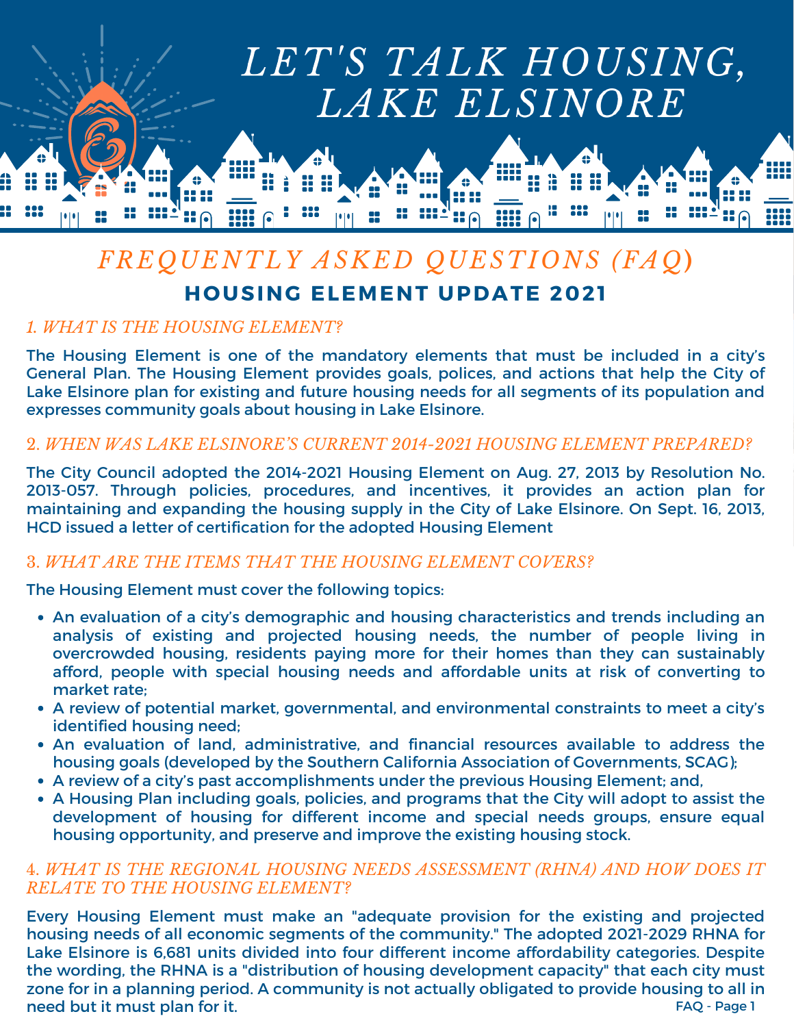# LET'S TALK HOUSING, LAKE ELSINORE

## *FREQUENTLY ASKED QUESTIONS (FAQ)*

## HOUSING ELEMENT UPDATE 2021

### *1. WHAT IS THE HOUSING ELEMENT?*

The Housing Element is one of the mandatory elements that must be included in a city's General Plan. The Housing Element provides goals, polices, and actions that help the City of Lake Elsinore plan for existing and future housing needs for all segments of its population and expresses community goals about housing in Lake Elsinore.

### *2. WHEN WAS LAKE ELSINORE'S CURRENT 2014-2021 HOUSING ELEMENT PREPARED?*

The City Council adopted the 2014-2021 Housing Element on Aug. 27, 2013 by Resolution No. 2013-057. Through policies, procedures, and incentives, it provides an action plan for maintaining and expanding the housing supply in the City of Lake Elsinore. On Sept. 16, 2013, HCD issued a letter of certification for the adopted Housing Element

### *3. WHAT ARE THE ITEMS THAT THE HOUSING ELEMENT COVERS?*

The Housing Element must cover the following topics:

- An evaluation of a city's demographic and housing characteristics and trends including an analysis of existing and projected housing needs, the number of people living in overcrowded housing, residents paying more for their homes than they can sustainably afford, people with special housing needs and affordable units at risk of converting to market rate;
- A review of potential market, governmental, and environmental constraints to meet a city's identified housing need;
- An evaluation of land, administrative, and financial resources available to address the housing goals (developed by the Southern California Association of Governments, SCAG);
- A review of a city's past accomplishments under the previous Housing Element; and,
- A Housing Plan including goals, policies, and programs that the City will adopt to assist the development of housing for different income and special needs groups, ensure equal housing opportunity, and preserve and improve the existing housing stock.

### *4. WHAT IS THE REGIONAL HOUSING NEEDS ASSESSMENT (RHNA) AND HOW DOES IT RELATE TO THE HOUSING ELEMENT?*

Every Housing Element must make an "adequate provision for the existing and projected housing needs of all economic segments of the community." The adopted 2021-2029 RHNA for Lake Elsinore is 6,681 units divided into four different income affordability categories. Despite the wording, the RHNA is a "distribution of housing development capacity" that each city must zone for in a planning period. A community is not actually obligated to provide housing to all in need but it must plan for it.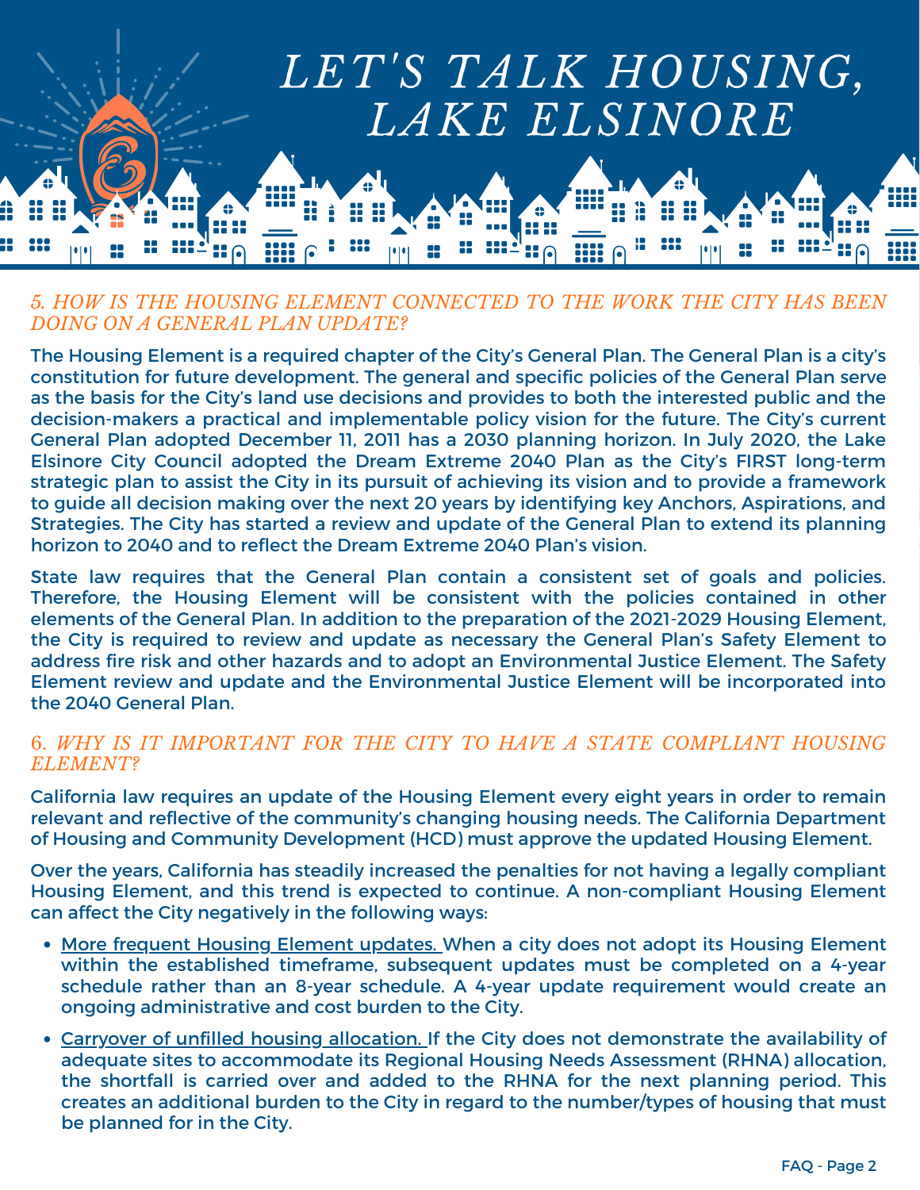# LET'S TALK HOUSING, LAKE ELSINORE

## 5. HOW IS THE HOUSING ELEMENT CONNECTED TO THE WORK THE CITY HAS BEEN DOING ON A GENERAL PLAN UPDATE?

The Housing Element is a required chapter of the City's General Plan. The General Plan is a city's constitution for future development. The general and specific policies of the General Plan serve as the basis for the City's land use decisions and provides to both the interested public and the decision-makers a practical and implementable policy vision for the future. The City's current General Plan adopted December 11, 2011 has a 2030 planning horizon. In July 2020, the Lake Elsinore City Council adopted the Dream Extreme 2040 Plan as the City's FIRST long-term strategic plan to assist the City in its pursuit of achieving its vision and to provide a framework to guide all decision making over the next 20 years by identifying key Anchors, Aspirations, and Strategies. The City has started a review and update of the General Plan to extend its planning horizon to 2040 and to reflect the Dream Extreme 2040 Plan's vision.

State law requires that the General Plan contain a consistent set of goals and policies. Therefore, the Housing Element will be consistent with the policies contained in other elements of the General Plan. In addition to the preparation of the 2021-2029 Housing Element, the City is required to review and update as necessary the General Plan's Safety Element to address fire risk and other hazards and to adopt an Environmental Justice Element. The Safety Element review and update and the Environmental Justice Element will be incorporated into the 2040 General Plan.

## 6. WHY IS IT IMPORTANT FOR THE CITY TO HAVE A STATE COMPLIANT HOUSING ELEMENT?

California law requires an update of the Housing Element every eight years in order to remain relevant and reflective of the community's changing housing needs. The California Department of Housing and Community Development (HCD) must approve the updated Housing Element.

Over the years, California has steadily increased the penalties for not having a legally compliant Housing Element, and this trend is expected to continue. A non-compliant Housing Element can affect the City negatively in the following ways:

- <u>More frequent Housing Element updates.</u> When a city does not adopt its Housing Element within the established timeframe, subsequent updates must be completed on a 4-year schedule rather than an 8-year schedule. A 4-year update requirement would create an ongoing administrative and cost burden to the City.
- <u>Carryover of unfilled housing allocation.</u> If the City does not demonstrate the availability of adequate sites to accommodate its Regional Housing Needs Assessment (RHNA) allocation, the shortfall is carried over and added to the RHNA for the next planning period. This creates an additional burden to the City in regard to the number/types of housing that must be planned for in the City.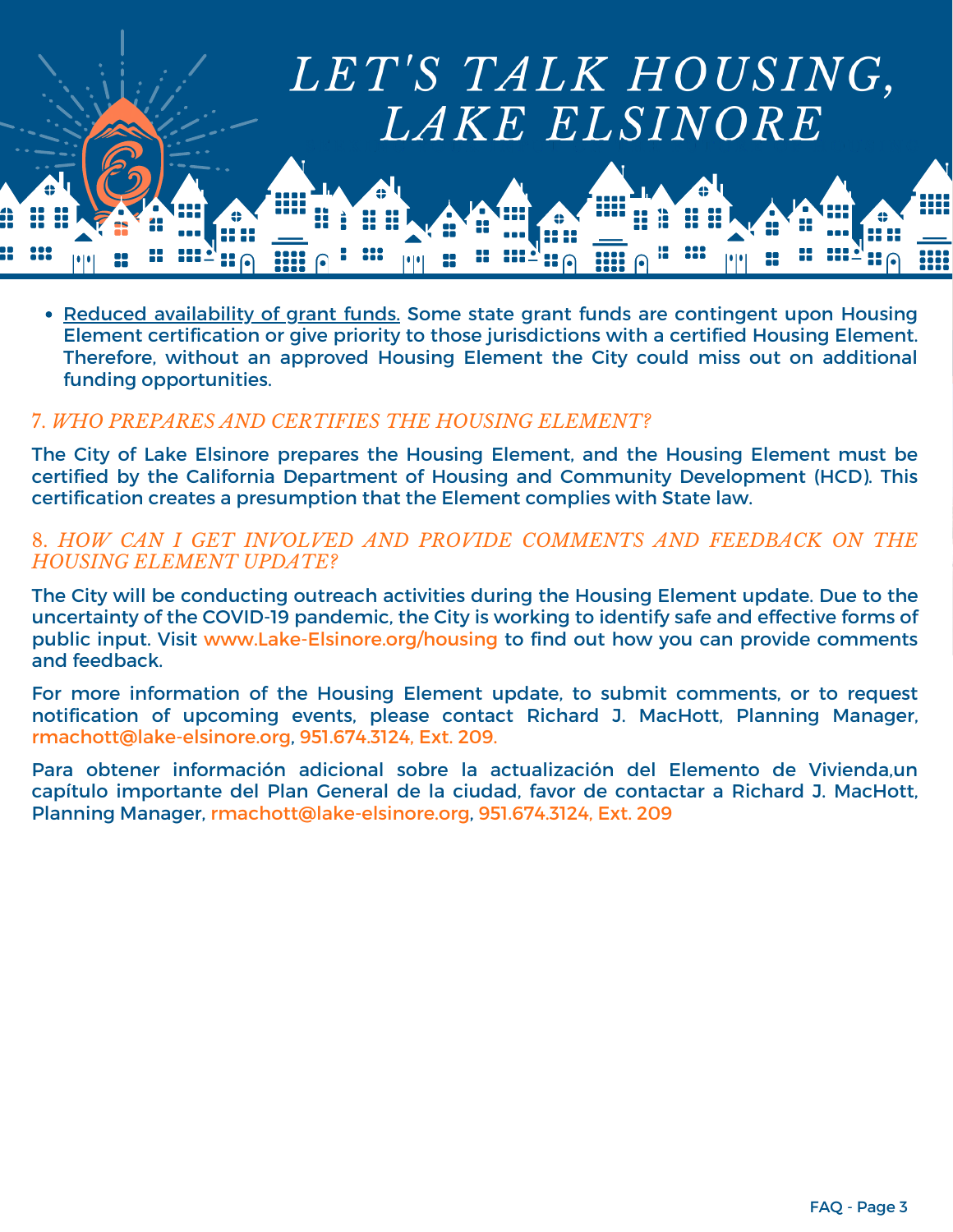# LET'S TALK HOUSING, LAKE ELSINORE

- Reduced availability of grant funds. Some state grant funds are contingent upon Housing Element certification or give priority to those jurisdictions with a certified Housing Element. Therefore, without an approved Housing Element the City could miss out on additional funding opportunities.

## 7. WHO PREPARES AND CERTIFIES THE HOUSING ELEMENT?

The City of Lake Elsinore prepares the Housing Element, and the Housing Element must be certified by the California Department of Housing and Community Development (HCD). This certification creates a presumption that the Element complies with State law.

## 8. HOW CAN I GET INVOLVED AND PROVIDE COMMENTS AND FEEDBACK ON THE HOUSING ELEMENT UPDATE?

The City will be conducting outreach activities during the Housing Element update. Due to the uncertainty of the COVID-19 pandemic, the City is working to identify safe and effective forms of public input. Visit www.Lake-Elsinore.org/housing to find out how you can provide comments and feedback.

For more information of the Housing Element update, to submit comments, or to request notification of upcoming events, please contact Richard J. MacHott, Planning Manager, rmachott@lake-elsinore.org, 951.674.3124, Ext. 209.

Para obtener información adicional sobre la actualización del Elemento de Vivienda,un capítulo importante del Plan General de la ciudad, favor de contactar a Richard J. MacHott, Planning Manager, rmachott@lake-elsinore.org, 951.674.3124, Ext. 209